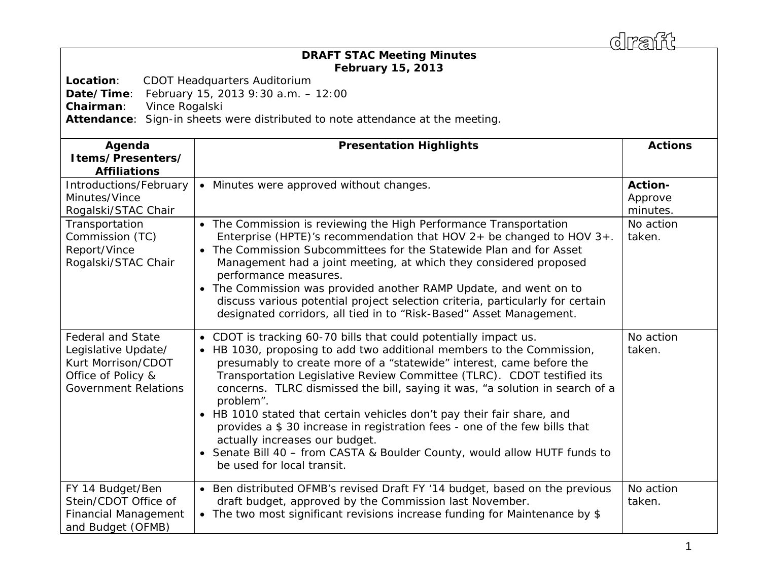draft

# DRAFT STAC Meeting Minutes
## February 15, 2013

**Location**: CDOT Headquarters Auditorium
**Date/Time**: February 15, 2013 9:30 a.m. – 12:00
**Chairman**: Vince Rogalski
**Attendance**: Sign-in sheets were distributed to note attendance at the meeting.

| Agenda Items/Presenters/ Affiliations | Presentation Highlights | Actions |
|---|---|---|
| Introductions/February Minutes/Vince Rogalski/STAC Chair | • Minutes were approved without changes. | **Action-** Approve minutes. |
| Transportation Commission (TC) Report/Vince Rogalski/STAC Chair | • The Commission is reviewing the High Performance Transportation Enterprise (HPTE)'s recommendation that HOV 2+ be changed to HOV 3+.<br>• The Commission Subcommittees for the Statewide Plan and for Asset Management had a joint meeting, at which they considered proposed performance measures.<br>• The Commission was provided another RAMP Update, and went on to discuss various potential project selection criteria, particularly for certain designated corridors, all tied in to "Risk-Based" Asset Management. | No action taken. |
| Federal and State Legislative Update/ Kurt Morrison/CDOT Office of Policy & Government Relations | • CDOT is tracking 60-70 bills that could potentially impact us.<br>• HB 1030, proposing to add two additional members to the Commission, presumably to create more of a "statewide" interest, came before the Transportation Legislative Review Committee (TLRC). CDOT testified its concerns. TLRC dismissed the bill, saying it was, "a solution in search of a problem".<br>• HB 1010 stated that certain vehicles don't pay their fair share, and provides a $ 30 increase in registration fees - one of the few bills that actually increases our budget.<br>• Senate Bill 40 – from CASTA & Boulder County, would allow HUTF funds to be used for local transit. | No action taken. |
| FY 14 Budget/Ben Stein/CDOT Office of Financial Management and Budget (OFMB) | • Ben distributed OFMB's revised Draft FY '14 budget, based on the previous draft budget, approved by the Commission last November.<br>• The two most significant revisions increase funding for Maintenance by $ | No action taken. |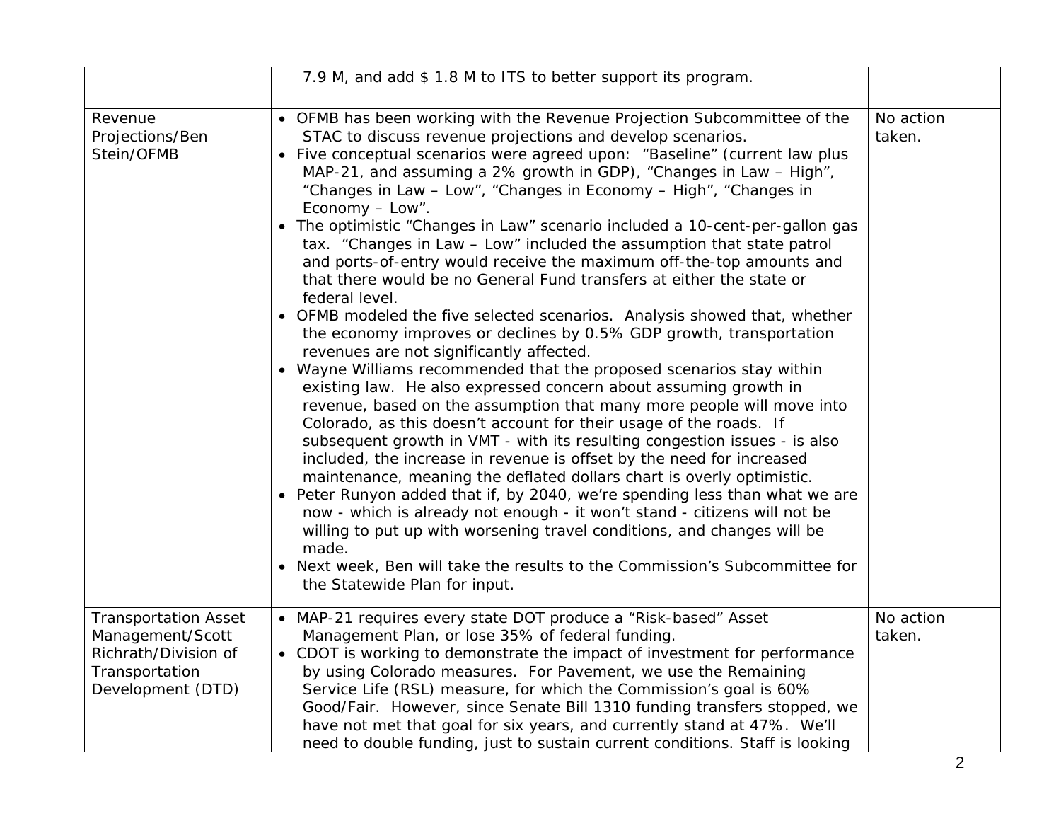|  |  |  |
|---|---|---|
|  | 7.9 M, and add \$ 1.8 M to ITS to better support its program. |  |
| Revenue Projections/Ben Stein/OFMB | • OFMB has been working with the Revenue Projection Subcommittee of the STAC to discuss revenue projections and develop scenarios.<br>• Five conceptual scenarios were agreed upon: "Baseline" (current law plus MAP-21, and assuming a 2% growth in GDP), "Changes in Law – High", "Changes in Law – Low", "Changes in Economy – High", "Changes in Economy – Low".<br>• The optimistic "Changes in Law" scenario included a 10-cent-per-gallon gas tax. "Changes in Law – Low" included the assumption that state patrol and ports-of-entry would receive the maximum off-the-top amounts and that there would be no General Fund transfers at either the state or federal level.<br>• OFMB modeled the five selected scenarios. Analysis showed that, whether the economy improves or declines by 0.5% GDP growth, transportation revenues are not significantly affected.<br>• Wayne Williams recommended that the proposed scenarios stay within existing law. He also expressed concern about assuming growth in revenue, based on the assumption that many more people will move into Colorado, as this doesn't account for their usage of the roads. If subsequent growth in VMT - with its resulting congestion issues - is also included, the increase in revenue is offset by the need for increased maintenance, meaning the deflated dollars chart is overly optimistic.<br>• Peter Runyon added that if, by 2040, we're spending less than what we are now - which is already not enough - it won't stand - citizens will not be willing to put up with worsening travel conditions, and changes will be made.<br>• Next week, Ben will take the results to the Commission's Subcommittee for the Statewide Plan for input. | No action taken. |
| Transportation Asset Management/Scott Richrath/Division of Transportation Development (DTD) | • MAP-21 requires every state DOT produce a "Risk-based" Asset Management Plan, or lose 35% of federal funding.<br>• CDOT is working to demonstrate the impact of investment for performance by using Colorado measures. For Pavement, we use the Remaining Service Life (RSL) measure, for which the Commission's goal is 60% Good/Fair. However, since Senate Bill 1310 funding transfers stopped, we have not met that goal for six years, and currently stand at 47%. We'll need to double funding, just to sustain current conditions. Staff is looking | No action taken. |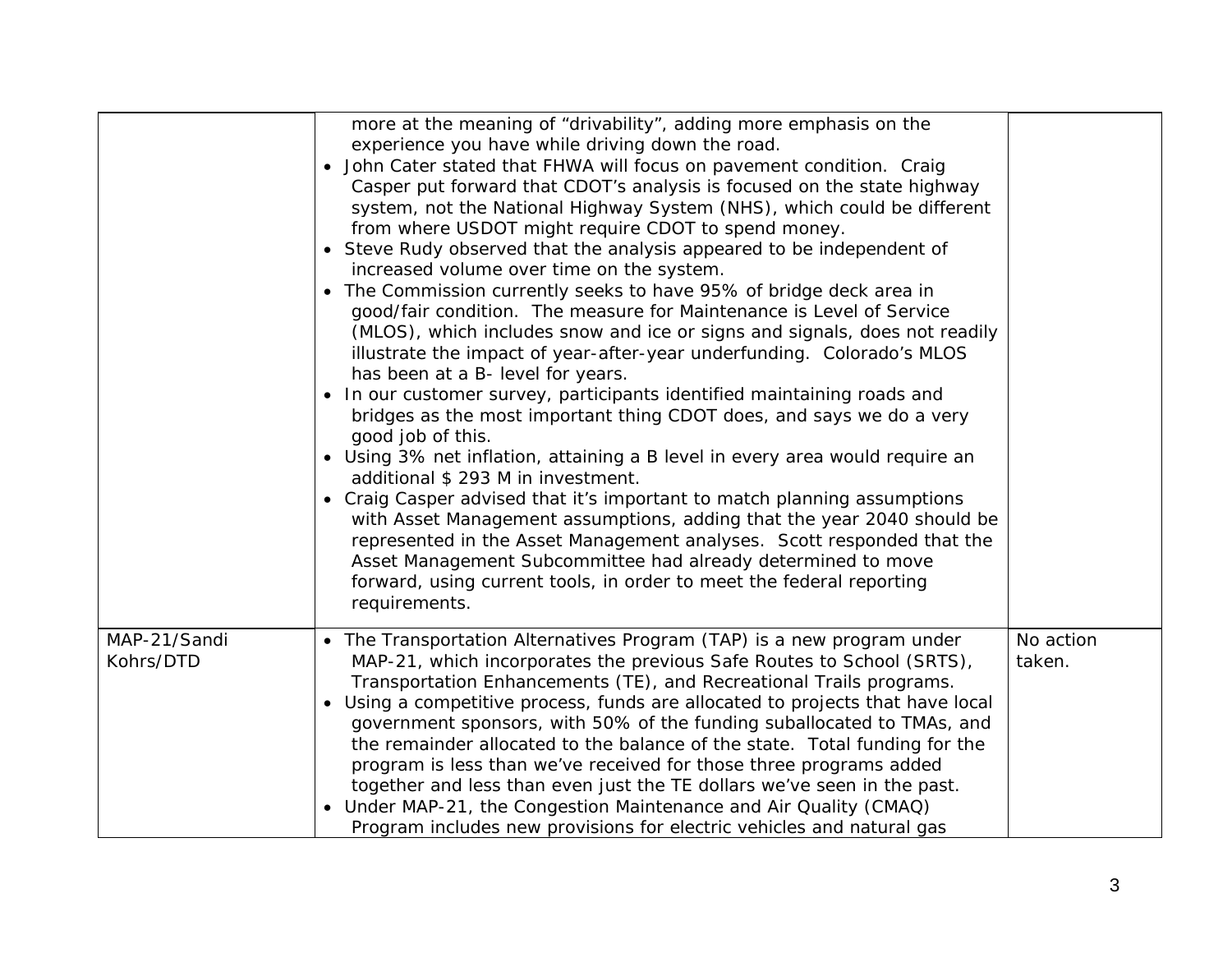| | | |
|---|---|---|
| | more at the meaning of "drivability", adding more emphasis on the experience you have while driving down the road.<br>• John Cater stated that FHWA will focus on pavement condition. Craig Casper put forward that CDOT's analysis is focused on the state highway system, not the National Highway System (NHS), which could be different from where USDOT might require CDOT to spend money.<br>• Steve Rudy observed that the analysis appeared to be independent of increased volume over time on the system.<br>• The Commission currently seeks to have 95% of bridge deck area in good/fair condition. The measure for Maintenance is Level of Service (MLOS), which includes snow and ice or signs and signals, does not readily illustrate the impact of year-after-year underfunding. Colorado's MLOS has been at a B- level for years.<br>• In our customer survey, participants identified maintaining roads and bridges as the most important thing CDOT does, and says we do a very good job of this.<br>• Using 3% net inflation, attaining a B level in every area would require an additional $ 293 M in investment.<br>• Craig Casper advised that it's important to match planning assumptions with Asset Management assumptions, adding that the year 2040 should be represented in the Asset Management analyses. Scott responded that the Asset Management Subcommittee had already determined to move forward, using current tools, in order to meet the federal reporting requirements. | |
| MAP-21/Sandi Kohrs/DTD | • The Transportation Alternatives Program (TAP) is a new program under MAP-21, which incorporates the previous Safe Routes to School (SRTS), Transportation Enhancements (TE), and Recreational Trails programs.<br>• Using a competitive process, funds are allocated to projects that have local government sponsors, with 50% of the funding suballocated to TMAs, and the remainder allocated to the balance of the state. Total funding for the program is less than we've received for those three programs added together and less than even just the TE dollars we've seen in the past.<br>• Under MAP-21, the Congestion Maintenance and Air Quality (CMAQ) Program includes new provisions for electric vehicles and natural gas | No action taken. |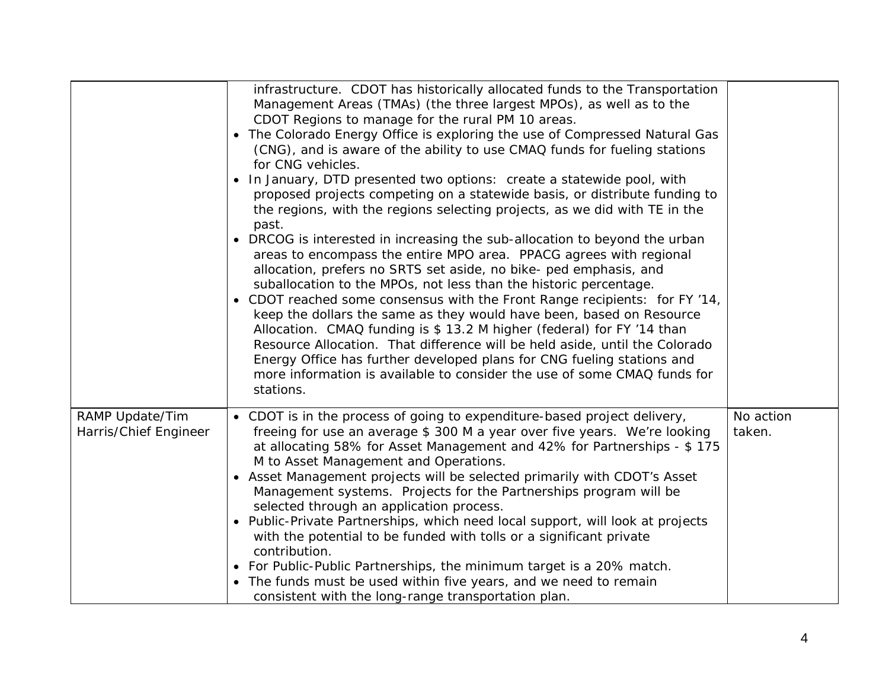| | | |
|---|---|---|
| | infrastructure. CDOT has historically allocated funds to the Transportation Management Areas (TMAs) (the three largest MPOs), as well as to the CDOT Regions to manage for the rural PM 10 areas.<br>• The Colorado Energy Office is exploring the use of Compressed Natural Gas (CNG), and is aware of the ability to use CMAQ funds for fueling stations for CNG vehicles.<br>• In January, DTD presented two options: create a statewide pool, with proposed projects competing on a statewide basis, or distribute funding to the regions, with the regions selecting projects, as we did with TE in the past.<br>• DRCOG is interested in increasing the sub-allocation to beyond the urban areas to encompass the entire MPO area. PPACG agrees with regional allocation, prefers no SRTS set aside, no bike- ped emphasis, and suballocation to the MPOs, not less than the historic percentage.<br>• CDOT reached some consensus with the Front Range recipients: for FY '14, keep the dollars the same as they would have been, based on Resource Allocation. CMAQ funding is $ 13.2 M higher (federal) for FY '14 than Resource Allocation. That difference will be held aside, until the Colorado Energy Office has further developed plans for CNG fueling stations and more information is available to consider the use of some CMAQ funds for stations. | |
| RAMP Update/Tim Harris/Chief Engineer | • CDOT is in the process of going to expenditure-based project delivery, freeing for use an average $ 300 M a year over five years. We're looking at allocating 58% for Asset Management and 42% for Partnerships - $ 175 M to Asset Management and Operations.<br>• Asset Management projects will be selected primarily with CDOT's Asset Management systems. Projects for the Partnerships program will be selected through an application process.<br>• Public-Private Partnerships, which need local support, will look at projects with the potential to be funded with tolls or a significant private contribution.<br>• For Public-Public Partnerships, the minimum target is a 20% match.<br>• The funds must be used within five years, and we need to remain consistent with the long-range transportation plan. | No action taken. |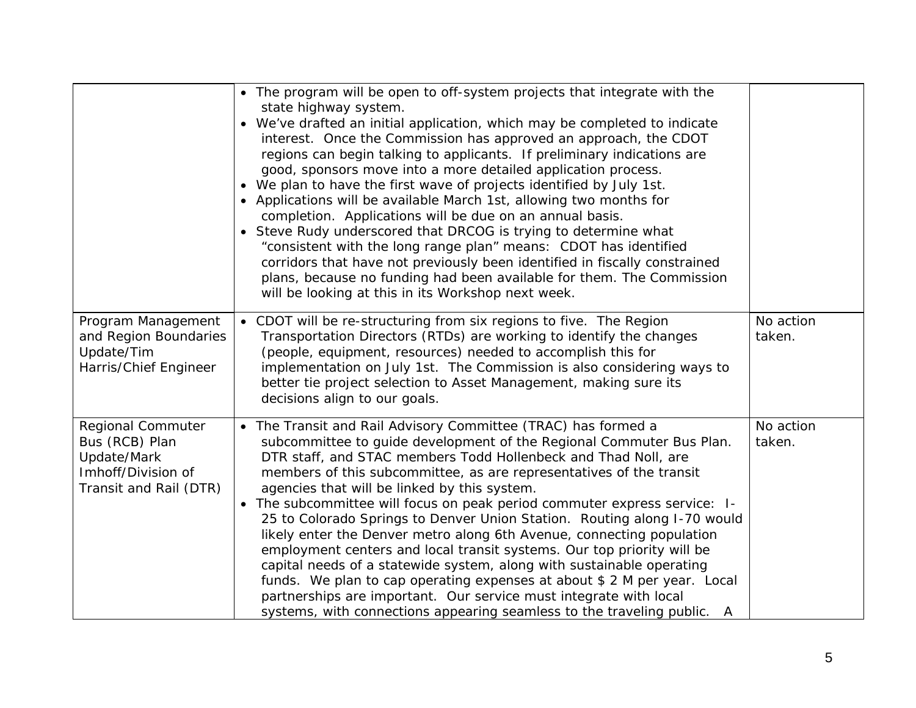| | | |
|---|---|---|
| | • The program will be open to off-system projects that integrate with the state highway system.<br>• We've drafted an initial application, which may be completed to indicate interest. Once the Commission has approved an approach, the CDOT regions can begin talking to applicants. If preliminary indications are good, sponsors move into a more detailed application process.<br>• We plan to have the first wave of projects identified by July 1st.<br>• Applications will be available March 1st, allowing two months for completion. Applications will be due on an annual basis.<br>• Steve Rudy underscored that DRCOG is trying to determine what "consistent with the long range plan" means: CDOT has identified corridors that have not previously been identified in fiscally constrained plans, because no funding had been available for them. The Commission will be looking at this in its Workshop next week. | |
| Program Management and Region Boundaries Update/Tim Harris/Chief Engineer | • CDOT will be re-structuring from six regions to five. The Region Transportation Directors (RTDs) are working to identify the changes (people, equipment, resources) needed to accomplish this for implementation on July 1st. The Commission is also considering ways to better tie project selection to Asset Management, making sure its decisions align to our goals. | No action taken. |
| Regional Commuter Bus (RCB) Plan Update/Mark Imhoff/Division of Transit and Rail (DTR) | • The Transit and Rail Advisory Committee (TRAC) has formed a subcommittee to guide development of the Regional Commuter Bus Plan. DTR staff, and STAC members Todd Hollenbeck and Thad Noll, are members of this subcommittee, as are representatives of the transit agencies that will be linked by this system.<br>• The subcommittee will focus on peak period commuter express service: I-25 to Colorado Springs to Denver Union Station. Routing along I-70 would likely enter the Denver metro along 6th Avenue, connecting population employment centers and local transit systems. Our top priority will be capital needs of a statewide system, along with sustainable operating funds. We plan to cap operating expenses at about $ 2 M per year. Local partnerships are important. Our service must integrate with local systems, with connections appearing seamless to the traveling public. A | No action taken. |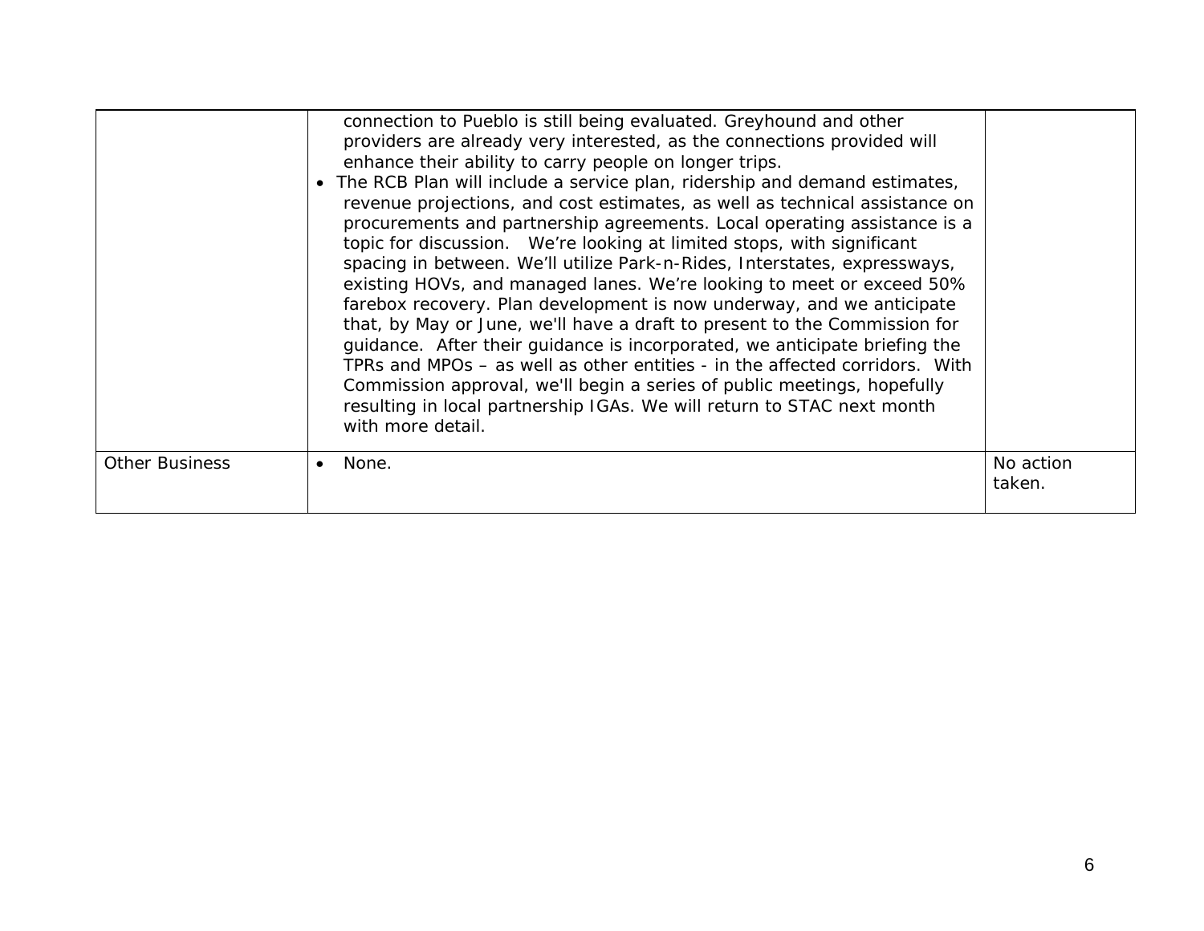| | | |
|---|---|---|
| | connection to Pueblo is still being evaluated. Greyhound and other providers are already very interested, as the connections provided will enhance their ability to carry people on longer trips.<br>• The RCB Plan will include a service plan, ridership and demand estimates, revenue projections, and cost estimates, as well as technical assistance on procurements and partnership agreements. Local operating assistance is a topic for discussion. We're looking at limited stops, with significant spacing in between. We'll utilize Park-n-Rides, Interstates, expressways, existing HOVs, and managed lanes. We're looking to meet or exceed 50% farebox recovery. Plan development is now underway, and we anticipate that, by May or June, we'll have a draft to present to the Commission for guidance. After their guidance is incorporated, we anticipate briefing the TPRs and MPOs – as well as other entities - in the affected corridors. With Commission approval, we'll begin a series of public meetings, hopefully resulting in local partnership IGAs. We will return to STAC next month with more detail. | |
| Other Business | • None. | No action taken. |